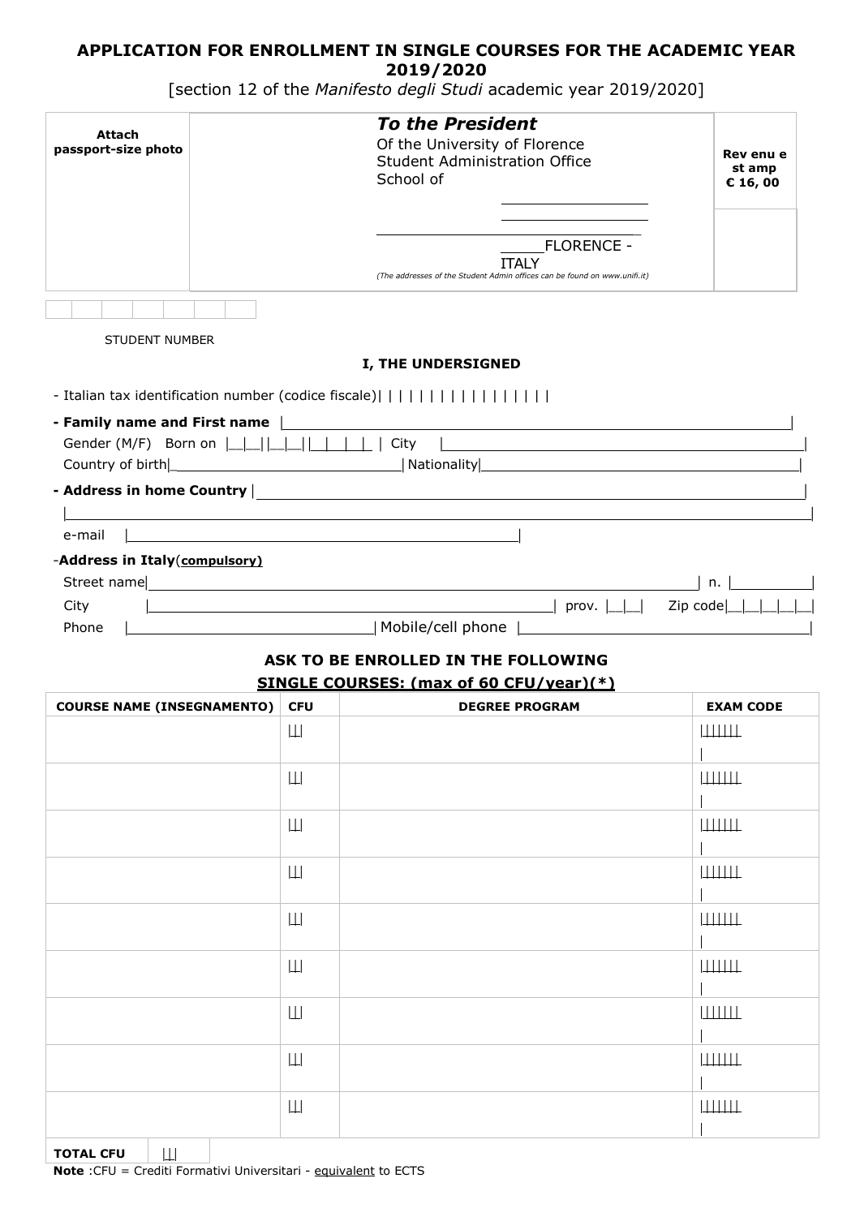# APPLICATION FOR ENROLLMENT IN SINGLE COURSES FOR THE ACADEMIC YEAR 2019/2020

[section 12 of the *Manifesto degli Studi* academic year 2019/2020]

| Attach passport-size photo | ***To the President*** <br> Of the University of Florence <br> Student Administration Office <br> School of <br> \_\_\_\_\_\_\_\_\_\_\_\_\_\_\_\_ <br> \_\_\_\_\_\_\_\_\_\_\_\_\_\_\_\_ <br> \_\_\_\_\_\_\_\_\_\_\_\_\_\_\_\_\_\_\_\_\_\_\_\_\_\_ <br> \_\_\_\_\_FLORENCE - ITALY <br> *(The addresses of the Student Admin offices can be found on www.unifi.it)* | **Rev enu e st amp € 16, 00** |
|---|---|---|

| | | | | | | |
|---|---|---|---|---|---|---|

STUDENT NUMBER

**I, THE UNDERSIGNED**

- Italian tax identification number (codice fiscale)| | | | | | | | | | | | | | | | |

**- Family name and First name** |

Gender (M/F) Born on |\_\_|\_\_||\_\_|\_\_||\_\_|\_\_|\_\_|\_\_| | City |

Country of birth| | Nationality|

**- Address in home Country** |

|

e-mail |

-**Address in Italy**(**compulsory)**

Street name| | n. |

City | | prov. |\_\_|\_\_| Zip code|\_\_|\_\_|\_\_|\_\_|\_\_|

Phone | | Mobile/cell phone |

**ASK TO BE ENROLLED IN THE FOLLOWING**

**SINGLE COURSES: (max of 60 CFU/year)(\*)**

| COURSE NAME (INSEGNAMENTO) | CFU | DEGREE PROGRAM | EXAM CODE |
|---|---|---|---|
| | \|\_\|\_\| | | \|\_\|\_\|\_\|\_\|\_\|\_\| |
| | \|\_\|\_\| | | \|\_\|\_\|\_\|\_\|\_\|\_\| |
| | \|\_\|\_\| | | \|\_\|\_\|\_\|\_\|\_\|\_\| |
| | \|\_\|\_\| | | \|\_\|\_\|\_\|\_\|\_\|\_\| |
| | \|\_\|\_\| | | \|\_\|\_\|\_\|\_\|\_\|\_\| |
| | \|\_\|\_\| | | \|\_\|\_\|\_\|\_\|\_\|\_\| |
| | \|\_\|\_\| | | \|\_\|\_\|\_\|\_\|\_\|\_\| |
| | \|\_\|\_\| | | \|\_\|\_\|\_\|\_\|\_\|\_\| |
| | \|\_\|\_\| | | \|\_\|\_\|\_\|\_\|\_\|\_\| |

| **TOTAL CFU** | \|\_\|\_\| |
|---|---|

**Note** :CFU = Crediti Formativi Universitari - equivalent to ECTS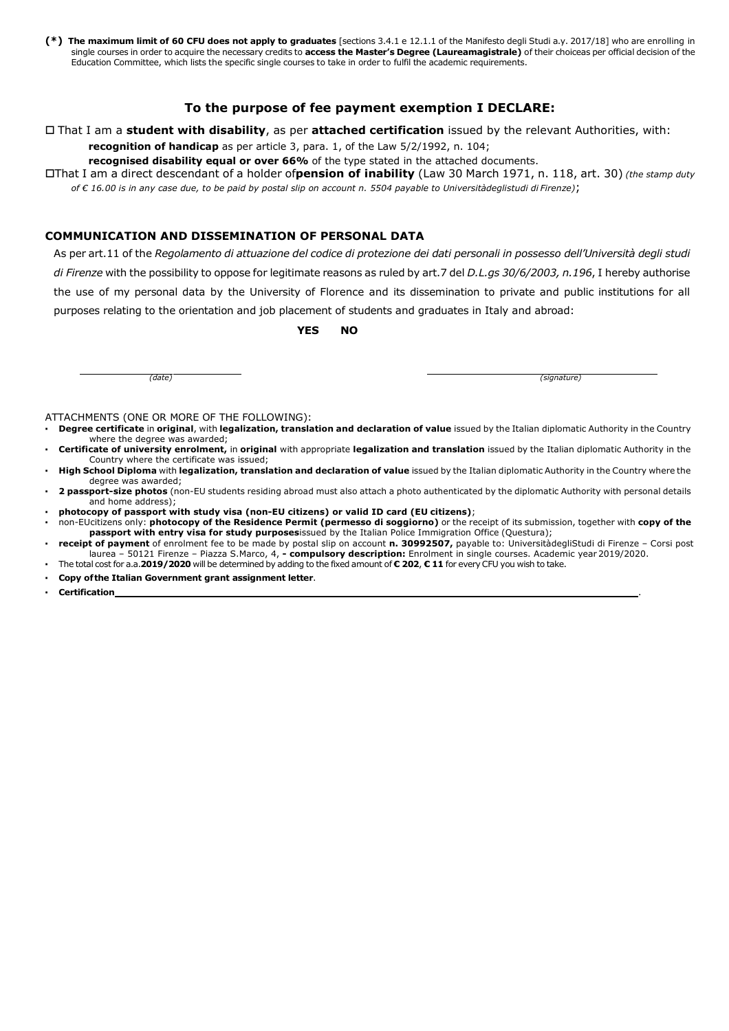**(\*)** **The maximum limit of 60 CFU does not apply to graduates** [sections 3.4.1 e 12.1.1 of the Manifesto degli Studi a.y. 2017/18] who are enrolling in single courses in order to acquire the necessary credits to **access the Master's Degree (Laureamagistrale)** of their choiceas per official decision of the Education Committee, which lists the specific single courses to take in order to fulfil the academic requirements.

## To the purpose of fee payment exemption I DECLARE:

☐ That I am a **student with disability**, as per **attached certification** issued by the relevant Authorities, with:
- **recognition of handicap** as per article 3, para. 1, of the Law 5/2/1992, n. 104;
- **recognised disability equal or over 66%** of the type stated in the attached documents.

☐That I am a direct descendant of a holder of**pension of inability** (Law 30 March 1971, n. 118, art. 30) *(the stamp duty of € 16.00 is in any case due, to be paid by postal slip on account n. 5504 payable to Universitàdeglistudi di Firenze)*;

### COMMUNICATION AND DISSEMINATION OF PERSONAL DATA

As per art.11 of the *Regolamento di attuazione del codice di protezione dei dati personali in possesso dell'Università degli studi di Firenze* with the possibility to oppose for legitimate reasons as ruled by art.7 del *D.L.gs 30/6/2003, n.196*, I hereby authorise the use of my personal data by the University of Florence and its dissemination to private and public institutions for all purposes relating to the orientation and job placement of students and graduates in Italy and abroad:

**YES** **NO**

\_\_\_\_\_\_\_\_\_\_\_\_\_\_\_\_\_\_\_\_ *(date)* \_\_\_\_\_\_\_\_\_\_\_\_\_\_\_\_\_\_\_\_ *(signature)*

ATTACHMENTS (ONE OR MORE OF THE FOLLOWING):
- **Degree certificate** in **original**, with **legalization, translation and declaration of value** issued by the Italian diplomatic Authority in the Country where the degree was awarded;
- **Certificate of university enrolment,** in **original** with appropriate **legalization and translation** issued by the Italian diplomatic Authority in the Country where the certificate was issued;
- **High School Diploma** with **legalization, translation and declaration of value** issued by the Italian diplomatic Authority in the Country where the degree was awarded;
- **2 passport-size photos** (non-EU students residing abroad must also attach a photo authenticated by the diplomatic Authority with personal details and home address);
- **photocopy of passport with study visa (non-EU citizens) or valid ID card (EU citizens)**;
- non-EUcitizens only: **photocopy of the Residence Permit (permesso di soggiorno)** or the receipt of its submission, together with **copy of the passport with entry visa for study purposes**issued by the Italian Police Immigration Office (Questura);
- **receipt of payment** of enrolment fee to be made by postal slip on account **n. 30992507,** payable to: UniversitàdegliStudi di Firenze – Corsi post laurea – 50121 Firenze – Piazza S.Marco, 4, **- compulsory description:** Enrolment in single courses. Academic year 2019/2020.
- The total cost for a.a.**2019/2020** will be determined by adding to the fixed amount of **€ 202**, **€ 11** for every CFU you wish to take.
- **Copy ofthe Italian Government grant assignment letter**.
- **Certification**\_\_\_\_\_\_\_\_\_\_\_\_\_\_\_\_\_\_\_\_\_\_\_\_\_\_\_\_\_\_\_\_\_\_\_\_\_\_\_\_.